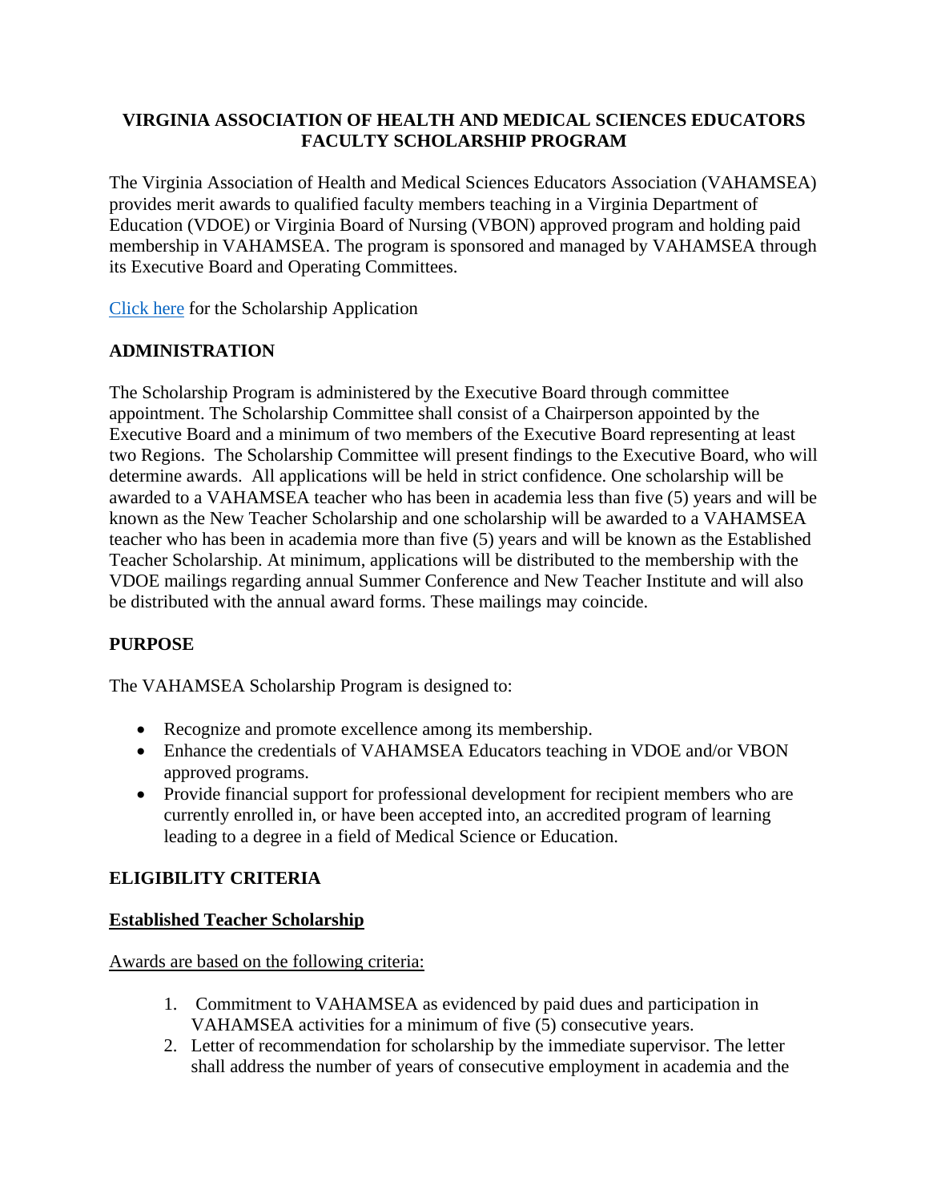# VIRGINIA ASSOCIATION OF HEALTH AND MEDICAL SCIENCES EDUCATORS FACULTY SCHOLARSHIP PROGRAM

The Virginia Association of Health and Medical Sciences Educators Association (VAHAMSEA) provides merit awards to qualified faculty members teaching in a Virginia Department of Education (VDOE) or Virginia Board of Nursing (VBON) approved program and holding paid membership in VAHAMSEA. The program is sponsored and managed by VAHAMSEA through its Executive Board and Operating Committees.

Click here for the Scholarship Application

## ADMINISTRATION

The Scholarship Program is administered by the Executive Board through committee appointment. The Scholarship Committee shall consist of a Chairperson appointed by the Executive Board and a minimum of two members of the Executive Board representing at least two Regions. The Scholarship Committee will present findings to the Executive Board, who will determine awards. All applications will be held in strict confidence. One scholarship will be awarded to a VAHAMSEA teacher who has been in academia less than five (5) years and will be known as the New Teacher Scholarship and one scholarship will be awarded to a VAHAMSEA teacher who has been in academia more than five (5) years and will be known as the Established Teacher Scholarship. At minimum, applications will be distributed to the membership with the VDOE mailings regarding annual Summer Conference and New Teacher Institute and will also be distributed with the annual award forms. These mailings may coincide.

## PURPOSE

The VAHAMSEA Scholarship Program is designed to:

- Recognize and promote excellence among its membership.
- Enhance the credentials of VAHAMSEA Educators teaching in VDOE and/or VBON approved programs.
- Provide financial support for professional development for recipient members who are currently enrolled in, or have been accepted into, an accredited program of learning leading to a degree in a field of Medical Science or Education.

## ELIGIBILITY CRITERIA

### Established Teacher Scholarship

Awards are based on the following criteria:

1. Commitment to VAHAMSEA as evidenced by paid dues and participation in VAHAMSEA activities for a minimum of five (5) consecutive years.
2. Letter of recommendation for scholarship by the immediate supervisor. The letter shall address the number of years of consecutive employment in academia and the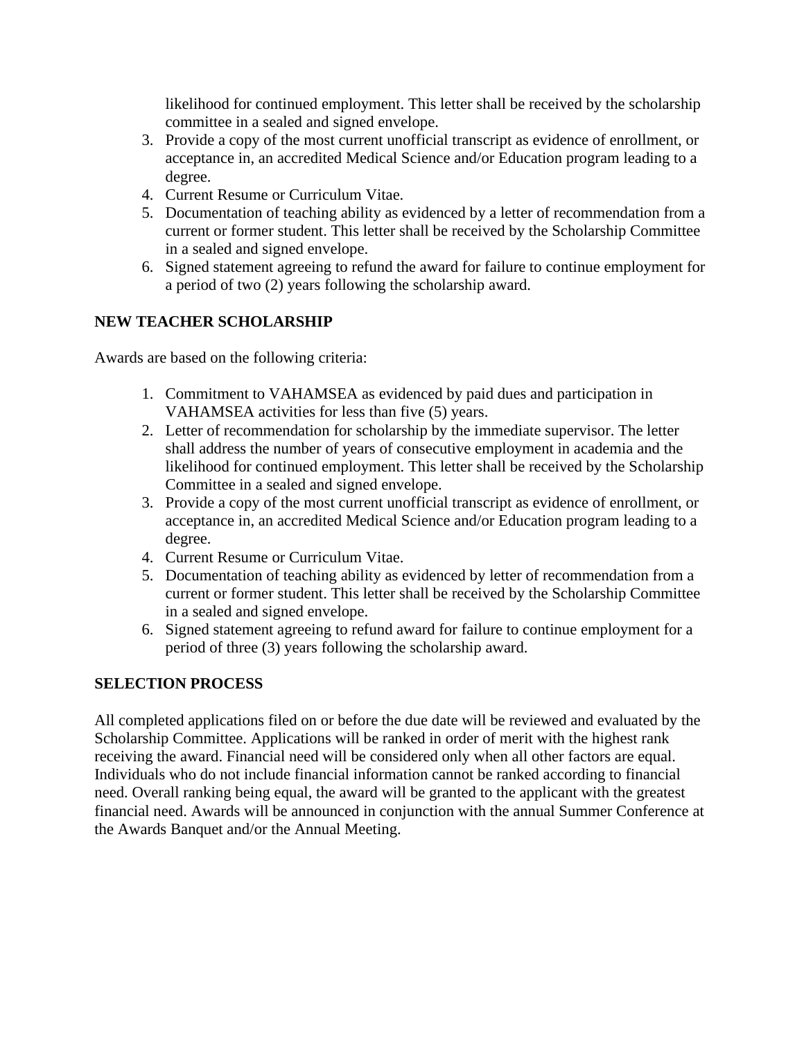likelihood for continued employment. This letter shall be received by the scholarship committee in a sealed and signed envelope.

3. Provide a copy of the most current unofficial transcript as evidence of enrollment, or acceptance in, an accredited Medical Science and/or Education program leading to a degree.
4. Current Resume or Curriculum Vitae.
5. Documentation of teaching ability as evidenced by a letter of recommendation from a current or former student. This letter shall be received by the Scholarship Committee in a sealed and signed envelope.
6. Signed statement agreeing to refund the award for failure to continue employment for a period of two (2) years following the scholarship award.

**NEW TEACHER SCHOLARSHIP**

Awards are based on the following criteria:

1. Commitment to VAHAMSEA as evidenced by paid dues and participation in VAHAMSEA activities for less than five (5) years.
2. Letter of recommendation for scholarship by the immediate supervisor. The letter shall address the number of years of consecutive employment in academia and the likelihood for continued employment. This letter shall be received by the Scholarship Committee in a sealed and signed envelope.
3. Provide a copy of the most current unofficial transcript as evidence of enrollment, or acceptance in, an accredited Medical Science and/or Education program leading to a degree.
4. Current Resume or Curriculum Vitae.
5. Documentation of teaching ability as evidenced by letter of recommendation from a current or former student. This letter shall be received by the Scholarship Committee in a sealed and signed envelope.
6. Signed statement agreeing to refund award for failure to continue employment for a period of three (3) years following the scholarship award.

**SELECTION PROCESS**

All completed applications filed on or before the due date will be reviewed and evaluated by the Scholarship Committee. Applications will be ranked in order of merit with the highest rank receiving the award. Financial need will be considered only when all other factors are equal. Individuals who do not include financial information cannot be ranked according to financial need. Overall ranking being equal, the award will be granted to the applicant with the greatest financial need. Awards will be announced in conjunction with the annual Summer Conference at the Awards Banquet and/or the Annual Meeting.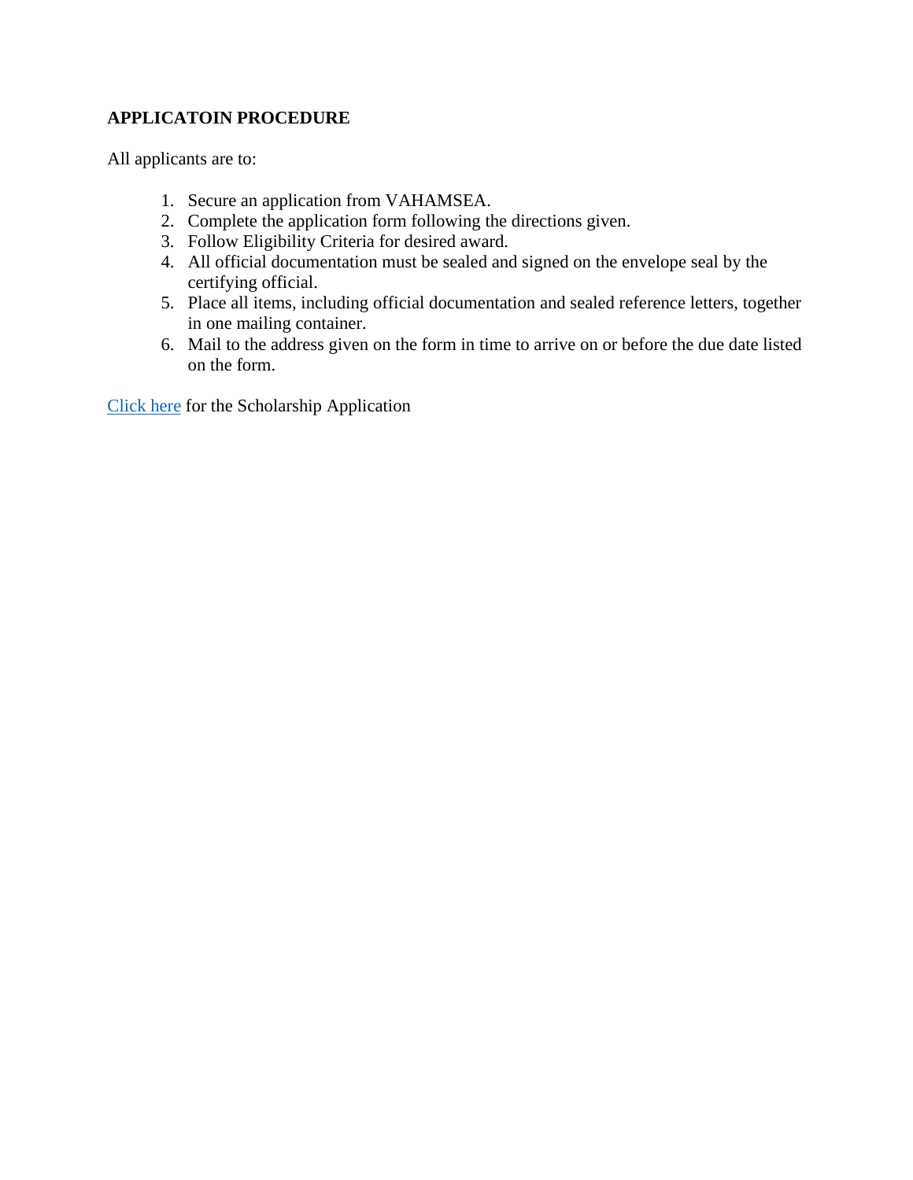**APPLICATOIN PROCEDURE**

All applicants are to:

1. Secure an application from VAHAMSEA.
2. Complete the application form following the directions given.
3. Follow Eligibility Criteria for desired award.
4. All official documentation must be sealed and signed on the envelope seal by the certifying official.
5. Place all items, including official documentation and sealed reference letters, together in one mailing container.
6. Mail to the address given on the form in time to arrive on or before the due date listed on the form.

Click here for the Scholarship Application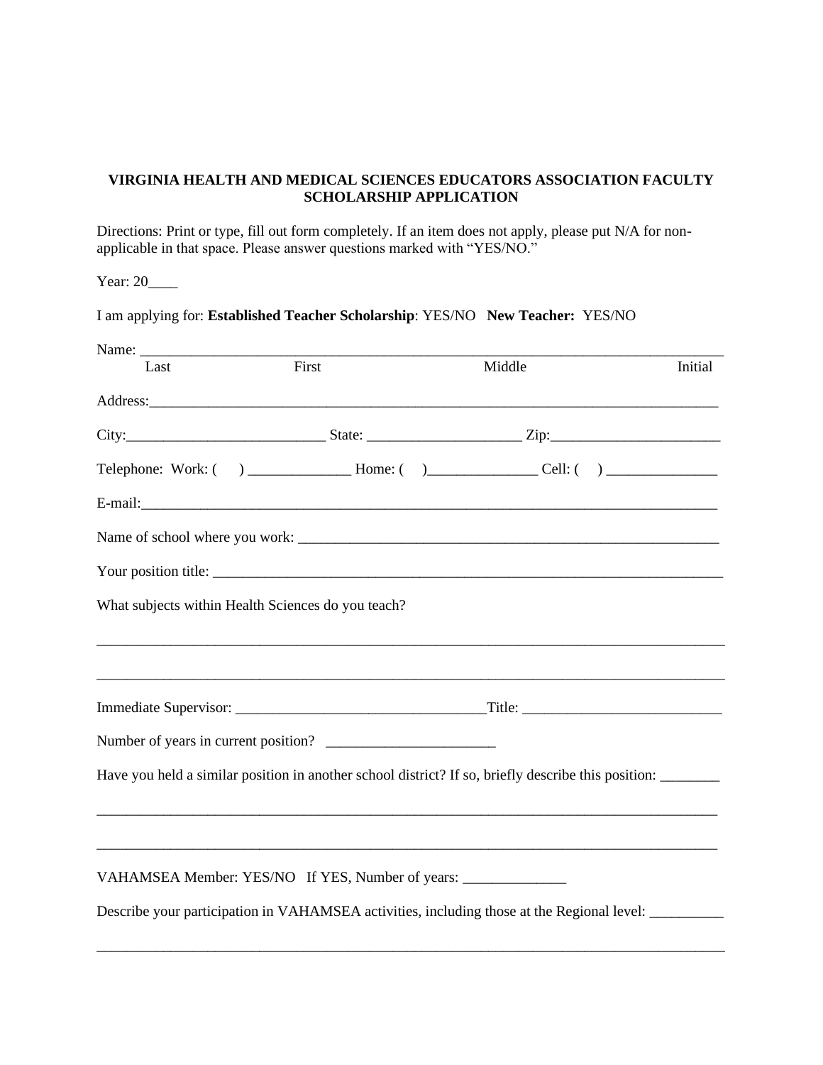**VIRGINIA HEALTH AND MEDICAL SCIENCES EDUCATORS ASSOCIATION FACULTY SCHOLARSHIP APPLICATION**

Directions: Print or type, fill out form completely. If an item does not apply, please put N/A for non-applicable in that space. Please answer questions marked with "YES/NO."

Year: 20____

I am applying for: **Established Teacher Scholarship**: YES/NO **New Teacher:** YES/NO

Name: ___________________________________________________________________________

Last First Middle Initial

Address:_________________________________________________________________________

City:___________________________ State: _____________________ Zip:_______________________

Telephone: Work: ( ) ______________ Home: ( )_______________ Cell: ( ) _______________

E-mail:__________________________________________________________________________

Name of school where you work: ___________________________________________________________

Your position title: ___________________________________________________________________

What subjects within Health Sciences do you teach?

_________________________________________________________________________________

_________________________________________________________________________________

Immediate Supervisor: __________________________________Title: ___________________________

Number of years in current position? _______________________

Have you held a similar position in another school district? If so, briefly describe this position: ________

_________________________________________________________________________________

_________________________________________________________________________________

VAHAMSEA Member: YES/NO If YES, Number of years: ______________

Describe your participation in VAHAMSEA activities, including those at the Regional level: __________

_________________________________________________________________________________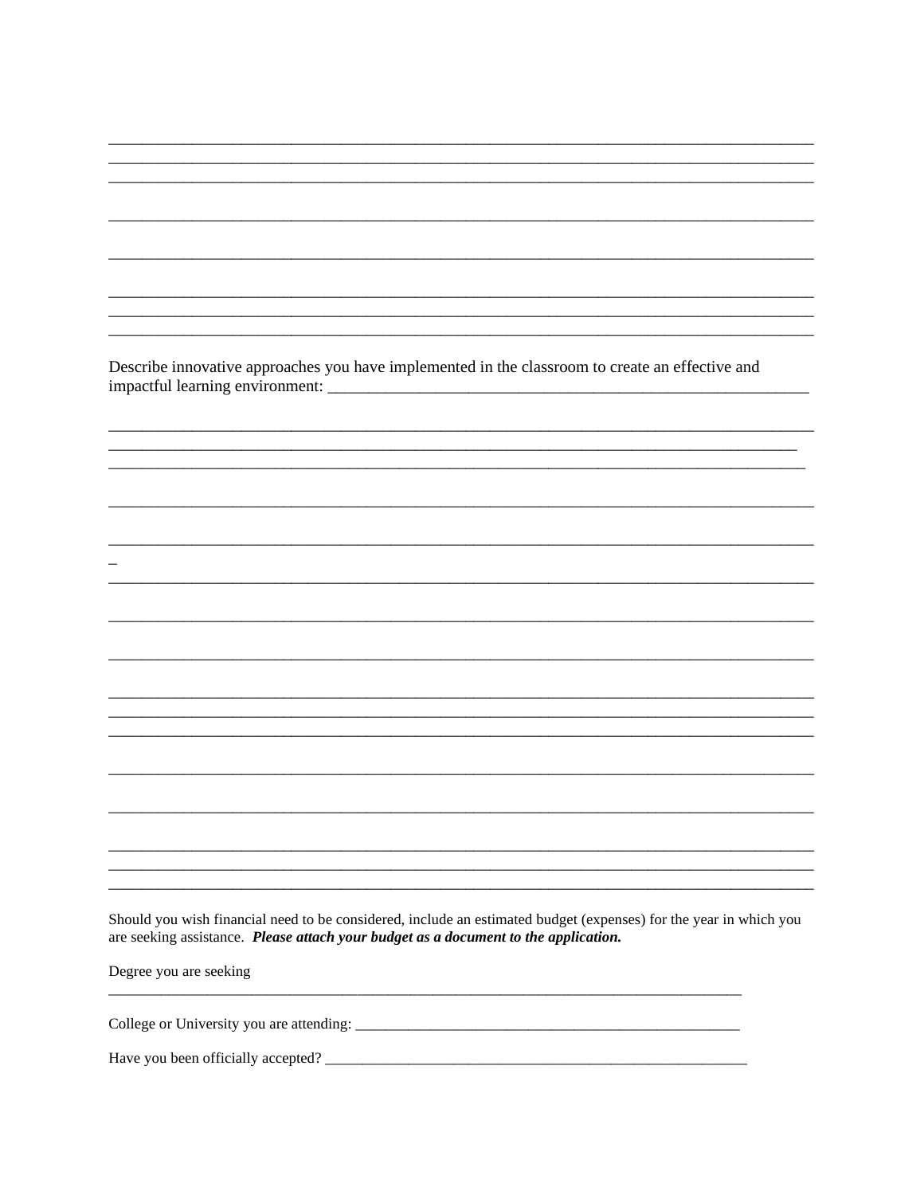Describe innovative approaches you have implemented in the classroom to create an effective and impactful learning environment: \_\_\_\_\_\_\_\_\_\_\_\_\_\_\_\_\_\_\_\_\_\_\_\_\_\_\_\_\_\_\_\_\_\_\_\_\_\_\_\_\_\_\_\_\_\_\_\_\_\_\_\_\_\_\_\_\_\_\_\_

Should you wish financial need to be considered, include an estimated budget (expenses) for the year in which you are seeking assistance. ***Please attach your budget as a document to the application.***

Degree you are seeking \_\_\_\_\_\_\_\_\_\_\_\_\_\_\_\_\_\_\_\_\_\_\_\_\_\_\_\_\_\_\_\_\_\_\_\_\_\_\_\_\_\_\_\_\_\_\_\_\_\_\_\_\_\_\_\_\_\_\_\_

College or University you are attending: \_\_\_\_\_\_\_\_\_\_\_\_\_\_\_\_\_\_\_\_\_\_\_\_\_\_\_\_\_\_\_\_\_\_\_\_\_\_\_\_\_\_\_\_\_\_\_\_\_\_

Have you been officially accepted? \_\_\_\_\_\_\_\_\_\_\_\_\_\_\_\_\_\_\_\_\_\_\_\_\_\_\_\_\_\_\_\_\_\_\_\_\_\_\_\_\_\_\_\_\_\_\_\_\_\_\_\_\_\_\_\_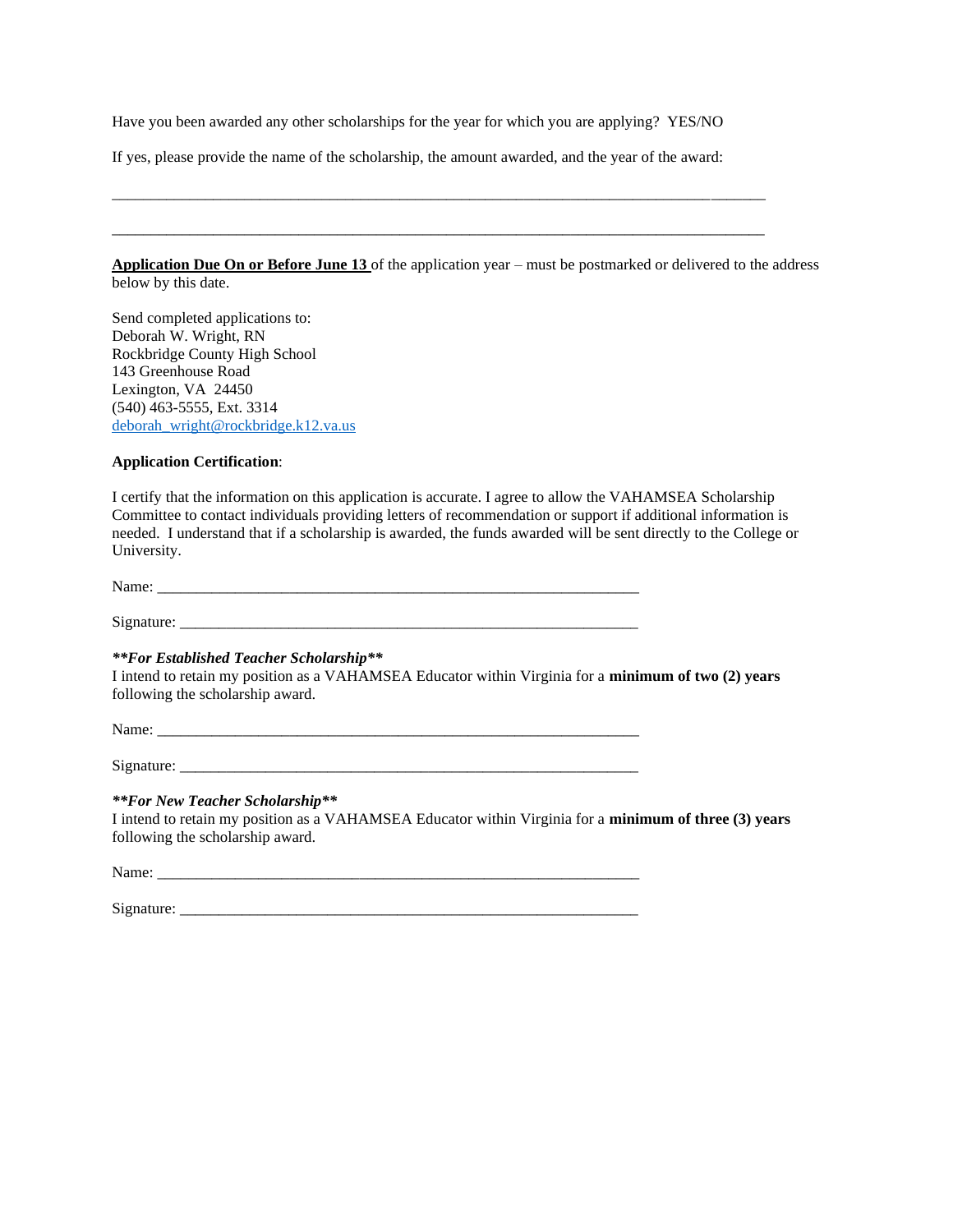Have you been awarded any other scholarships for the year for which you are applying? YES/NO

If yes, please provide the name of the scholarship, the amount awarded, and the year of the award:

______________________________________________________________________________

______________________________________________________________________________

**Application Due On or Before June 13** of the application year – must be postmarked or delivered to the address below by this date.

Send completed applications to:
Deborah W. Wright, RN
Rockbridge County High School
143 Greenhouse Road
Lexington, VA 24450
(540) 463-5555, Ext. 3314
deborah_wright@rockbridge.k12.va.us

**Application Certification**:

I certify that the information on this application is accurate. I agree to allow the VAHAMSEA Scholarship Committee to contact individuals providing letters of recommendation or support if additional information is needed. I understand that if a scholarship is awarded, the funds awarded will be sent directly to the College or University.

Name: ______________________________________________________________

Signature: ___________________________________________________________

***\*\*For Established Teacher Scholarship\*\****
I intend to retain my position as a VAHAMSEA Educator within Virginia for a **minimum of two (2) years** following the scholarship award.

Name: ______________________________________________________________

Signature: ___________________________________________________________

***\*\*For New Teacher Scholarship\*\****
I intend to retain my position as a VAHAMSEA Educator within Virginia for a **minimum of three (3) years** following the scholarship award.

Name: ______________________________________________________________

Signature: ___________________________________________________________